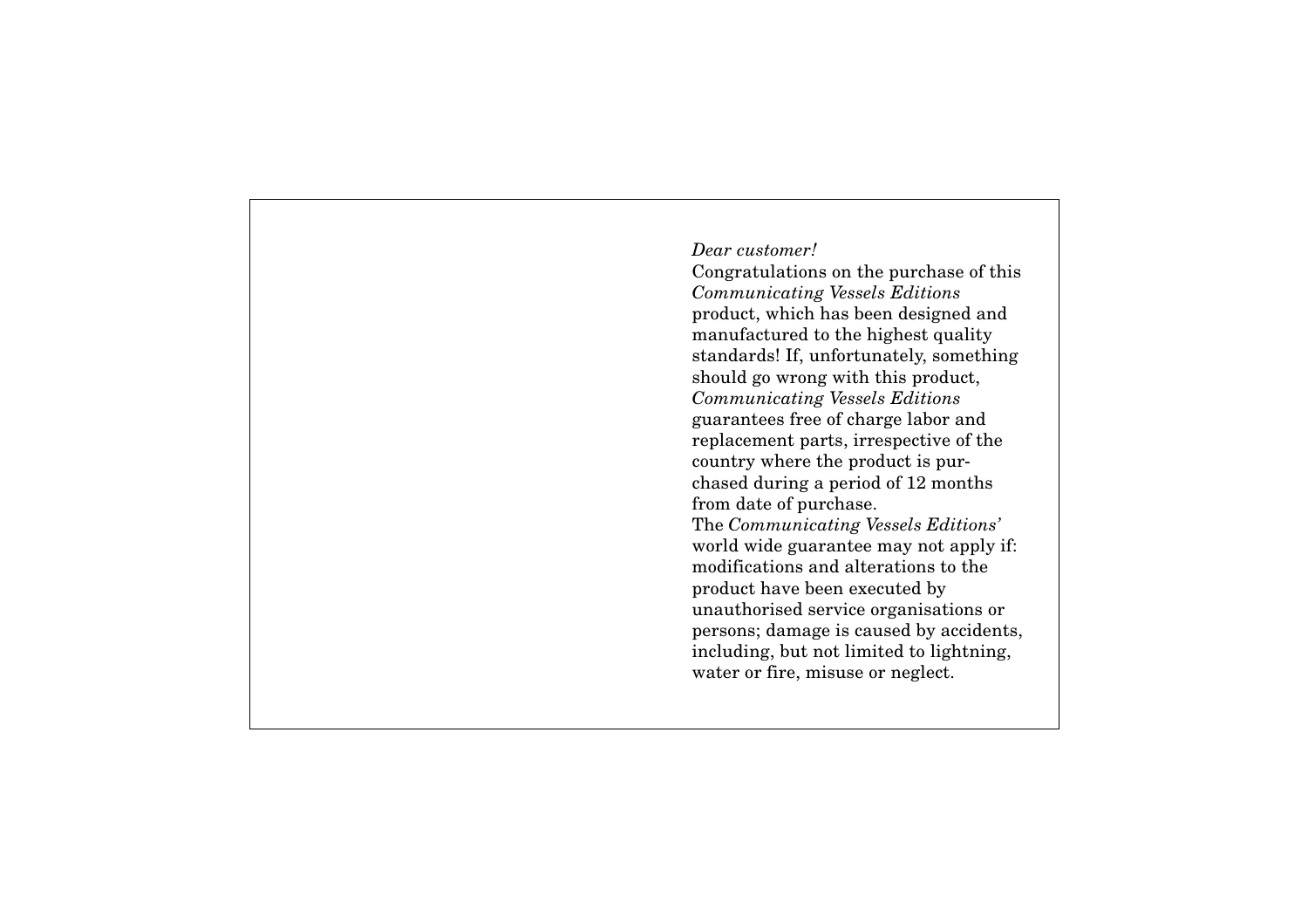*Dear customer!*
Congratulations on the purchase of this *Communicating Vessels Editions* product, which has been designed and manufactured to the highest quality standards! If, unfortunately, something should go wrong with this product, *Communicating Vessels Editions* guarantees free of charge labor and replacement parts, irrespective of the country where the product is purchased during a period of 12 months from date of purchase.
The *Communicating Vessels Editions'* world wide guarantee may not apply if: modifications and alterations to the product have been executed by unauthorised service organisations or persons; damage is caused by accidents, including, but not limited to lightning, water or fire, misuse or neglect.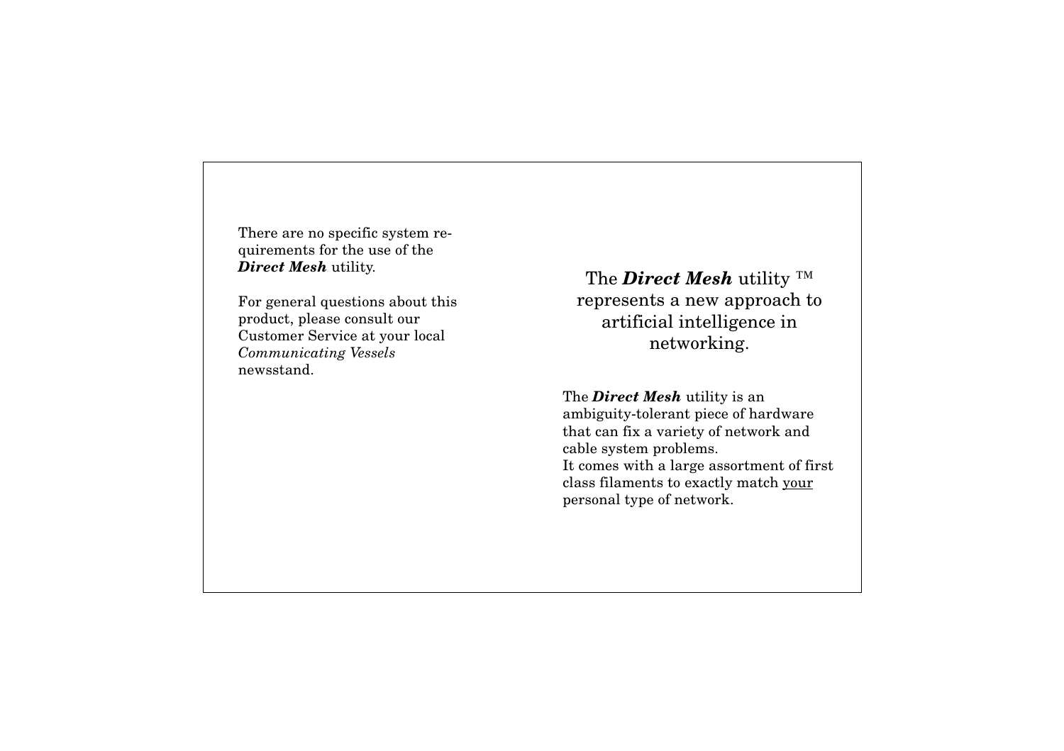There are no specific system requirements for the use of the ***Direct Mesh*** utility.

For general questions about this product, please consult our Customer Service at your local *Communicating Vessels* newsstand.

The ***Direct Mesh*** utility ™ represents a new approach to artificial intelligence in networking.

The ***Direct Mesh*** utility is an ambiguity-tolerant piece of hardware that can fix a variety of network and cable system problems.
It comes with a large assortment of first class filaments to exactly match <u>your</u> personal type of network.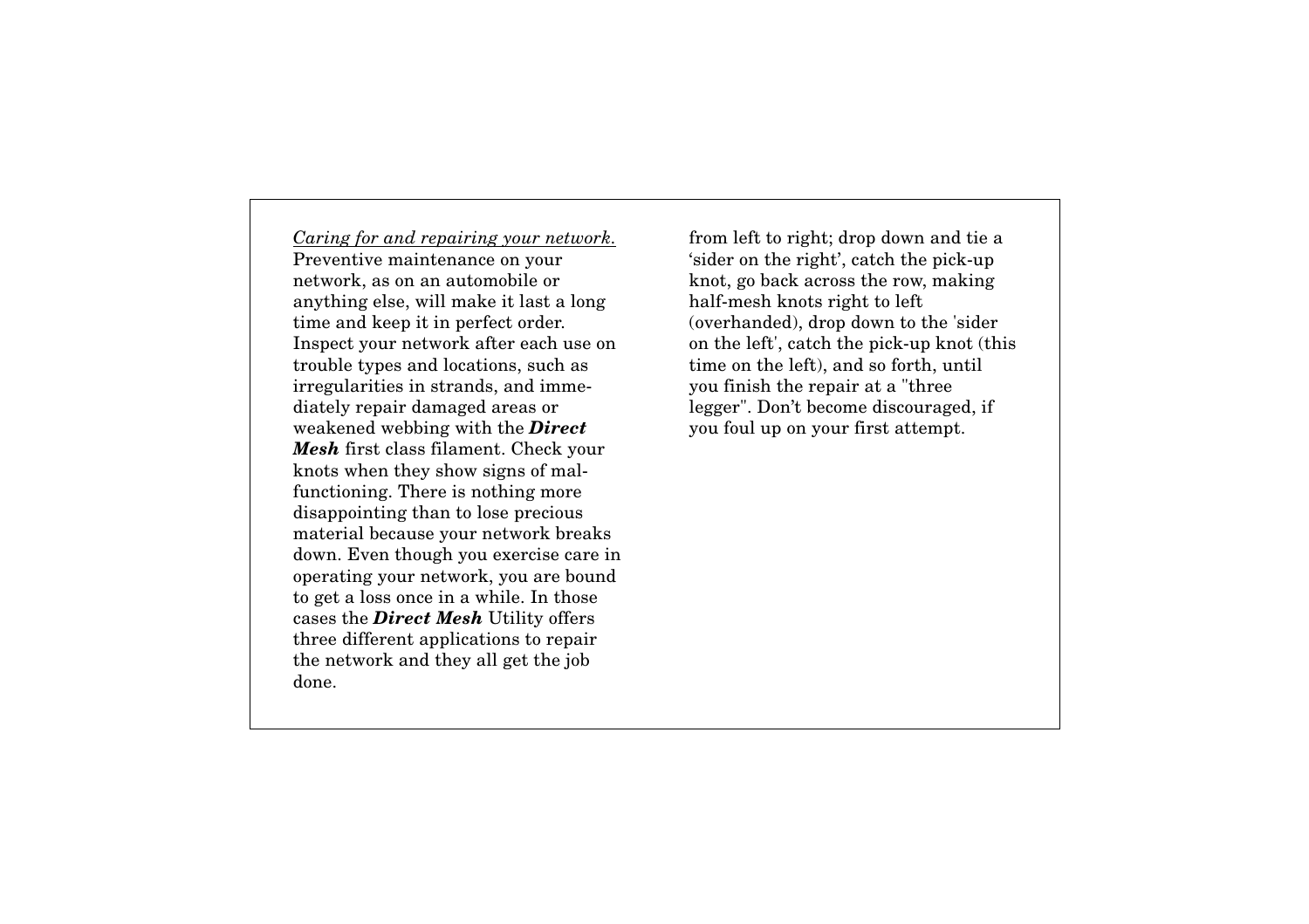<u>*Caring for and repairing your network.*</u>
Preventive maintenance on your network, as on an automobile or anything else, will make it last a long time and keep it in perfect order. Inspect your network after each use on trouble types and locations, such as irregularities in strands, and immediately repair damaged areas or weakened webbing with the ***Direct Mesh*** first class filament. Check your knots when they show signs of malfunctioning. There is nothing more disappointing than to lose precious material because your network breaks down. Even though you exercise care in operating your network, you are bound to get a loss once in a while. In those cases the ***Direct Mesh*** Utility offers three different applications to repair the network and they all get the job done.

from left to right; drop down and tie a 'sider on the right', catch the pick-up knot, go back across the row, making half-mesh knots right to left (overhanded), drop down to the 'sider on the left', catch the pick-up knot (this time on the left), and so forth, until you finish the repair at a "three legger". Don't become discouraged, if you foul up on your first attempt.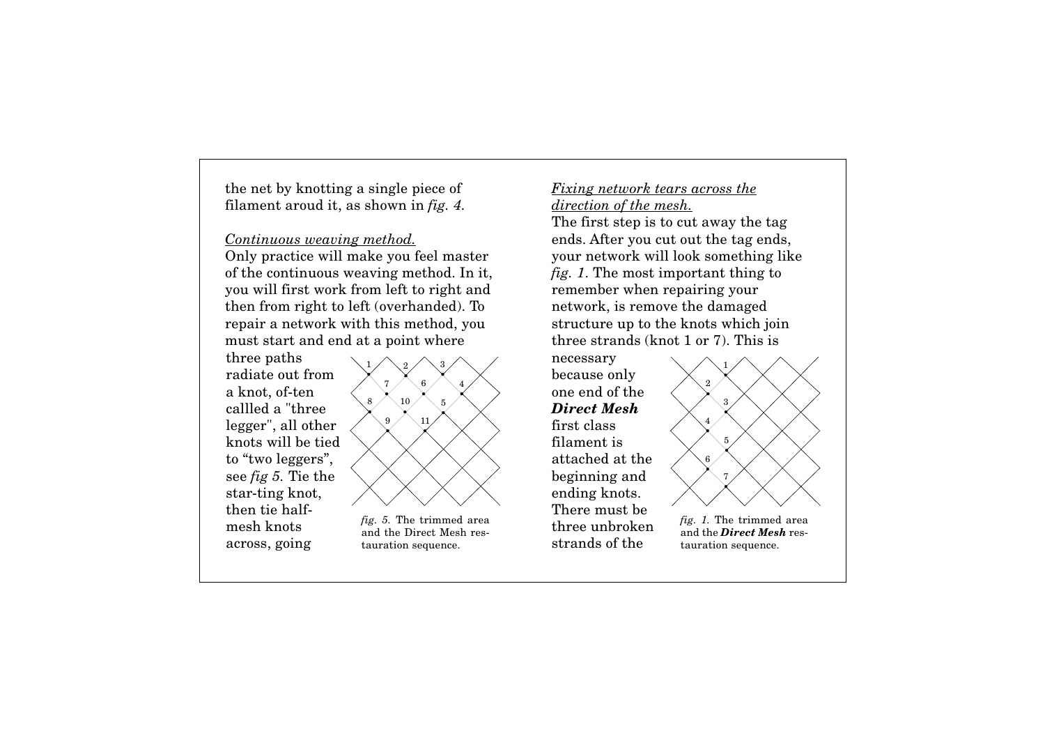the net by knotting a single piece of filament aroud it, as shown in *fig. 4*.

*Continuous weaving method.*

Only practice will make you feel master of the continuous weaving method. In it, you will first work from left to right and then from right to left (overhanded). To repair a network with this method, you must start and end at a point where three paths radiate out from a knot, of-ten callled a "three legger", all other knots will be tied to "two leggers", see *fig 5*. Tie the star-ting knot, then tie half-mesh knots across, going

*fig. 5.* The trimmed area and the Direct Mesh restauration sequence.

*Fixing network tears across the direction of the mesh.*

The first step is to cut away the tag ends. After you cut out the tag ends, your network will look something like *fig. 1*. The most important thing to remember when repairing your network, is remove the damaged structure up to the knots which join three strands (knot 1 or 7). This is necessary because only one end of the ***Direct Mesh*** first class filament is attached at the beginning and ending knots. There must be three unbroken strands of the

*fig. 1.* The trimmed area and the ***Direct Mesh*** restauration sequence.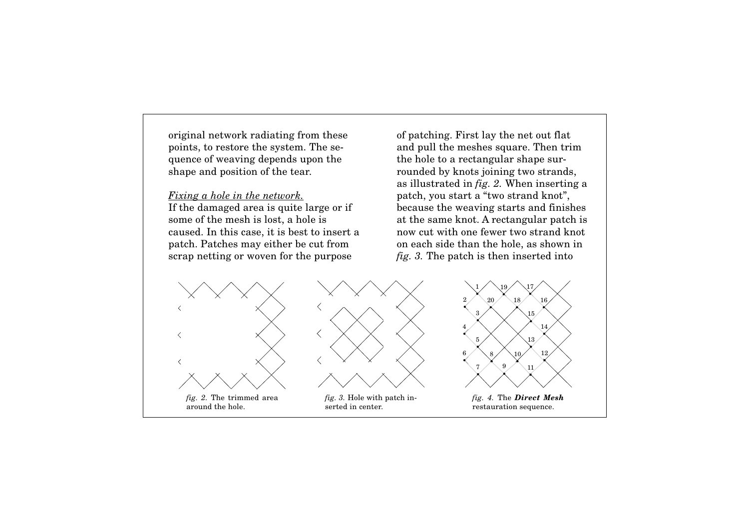original network radiating from these points, to restore the system. The sequence of weaving depends upon the shape and position of the tear.

*Fixing a hole in the network.*

If the damaged area is quite large or if some of the mesh is lost, a hole is caused. In this case, it is best to insert a patch. Patches may either be cut from scrap netting or woven for the purpose of patching. First lay the net out flat and pull the meshes square. Then trim the hole to a rectangular shape surrounded by knots joining two strands, as illustrated in *fig. 2.* When inserting a patch, you start a "two strand knot", because the weaving starts and finishes at the same knot. A rectangular patch is now cut with one fewer two strand knot on each side than the hole, as shown in *fig. 3.* The patch is then inserted into

*fig. 2.* The trimmed area around the hole.

*fig. 3.* Hole with patch inserted in center.

*fig. 4.* The ***Direct Mesh*** restauration sequence.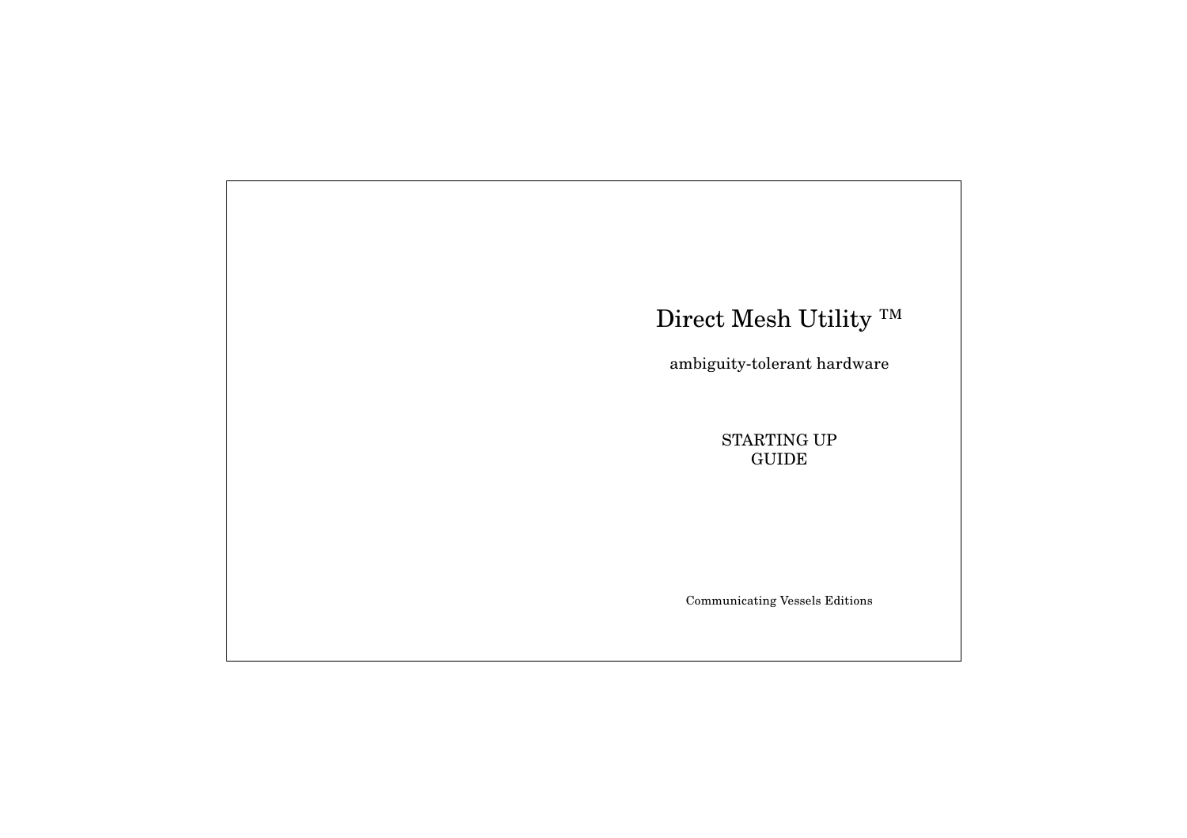# Direct Mesh Utility ™

ambiguity-tolerant hardware

STARTING UP
GUIDE

Communicating Vessels Editions